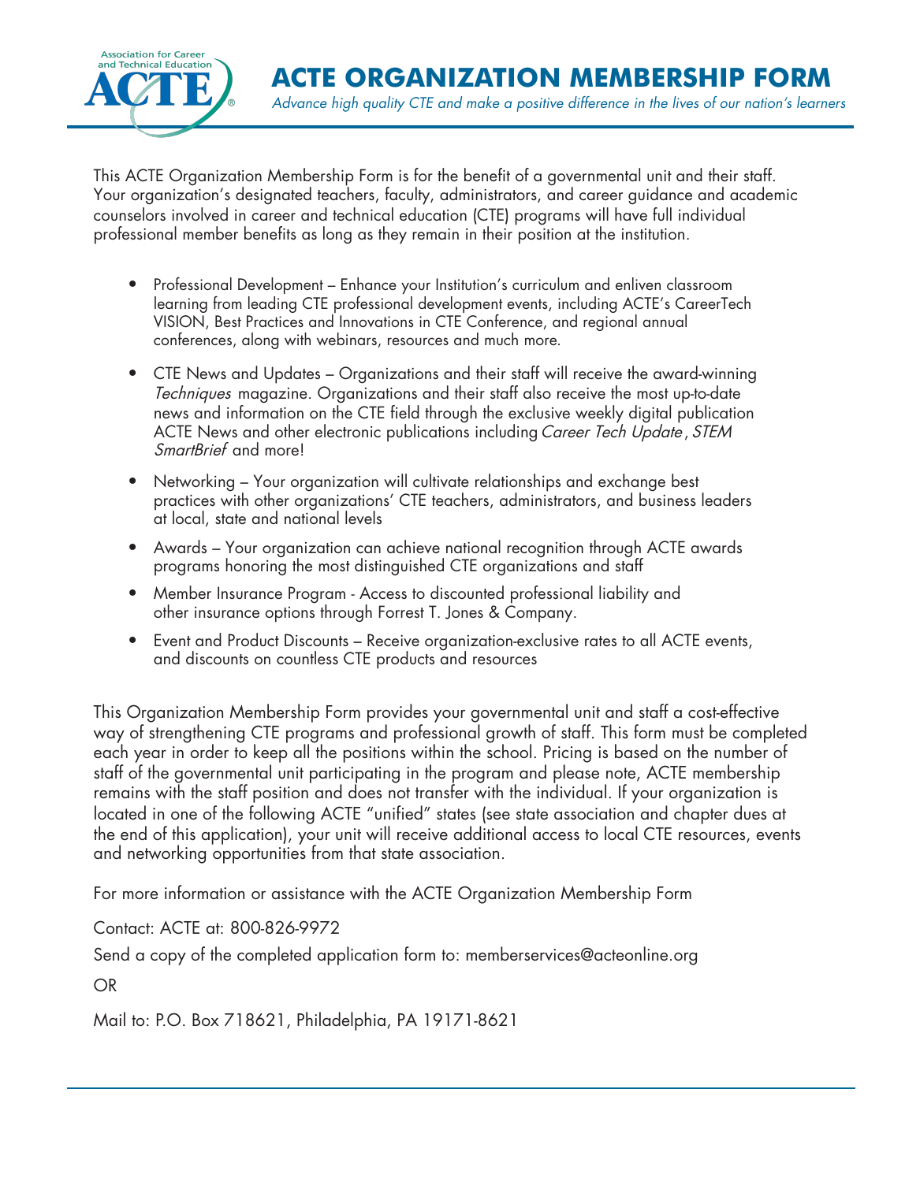# ACTE ORGANIZATION MEMBERSHIP FORM

*Advance high quality CTE and make a positive difference in the lives of our nation's learners*

This ACTE Organization Membership Form is for the benefit of a governmental unit and their staff. Your organization's designated teachers, faculty, administrators, and career guidance and academic counselors involved in career and technical education (CTE) programs will have full individual professional member benefits as long as they remain in their position at the institution.

- Professional Development – Enhance your Institution's curriculum and enliven classroom learning from leading CTE professional development events, including ACTE's CareerTech VISION, Best Practices and Innovations in CTE Conference, and regional annual conferences, along with webinars, resources and much more.
- CTE News and Updates – Organizations and their staff will receive the award-winning *Techniques* magazine. Organizations and their staff also receive the most up-to-date news and information on the CTE field through the exclusive weekly digital publication ACTE News and other electronic publications including *Career Tech Update*, *STEM SmartBrief* and more!
- Networking – Your organization will cultivate relationships and exchange best practices with other organizations' CTE teachers, administrators, and business leaders at local, state and national levels
- Awards – Your organization can achieve national recognition through ACTE awards programs honoring the most distinguished CTE organizations and staff
- Member Insurance Program - Access to discounted professional liability and other insurance options through Forrest T. Jones & Company.
- Event and Product Discounts – Receive organization-exclusive rates to all ACTE events, and discounts on countless CTE products and resources

This Organization Membership Form provides your governmental unit and staff a cost-effective way of strengthening CTE programs and professional growth of staff. This form must be completed each year in order to keep all the positions within the school. Pricing is based on the number of staff of the governmental unit participating in the program and please note, ACTE membership remains with the staff position and does not transfer with the individual. If your organization is located in one of the following ACTE "unified" states (see state association and chapter dues at the end of this application), your unit will receive additional access to local CTE resources, events and networking opportunities from that state association.

For more information or assistance with the ACTE Organization Membership Form

Contact: ACTE at: 800-826-9972

Send a copy of the completed application form to: memberservices@acteonline.org

OR

Mail to: P.O. Box 718621, Philadelphia, PA 19171-8621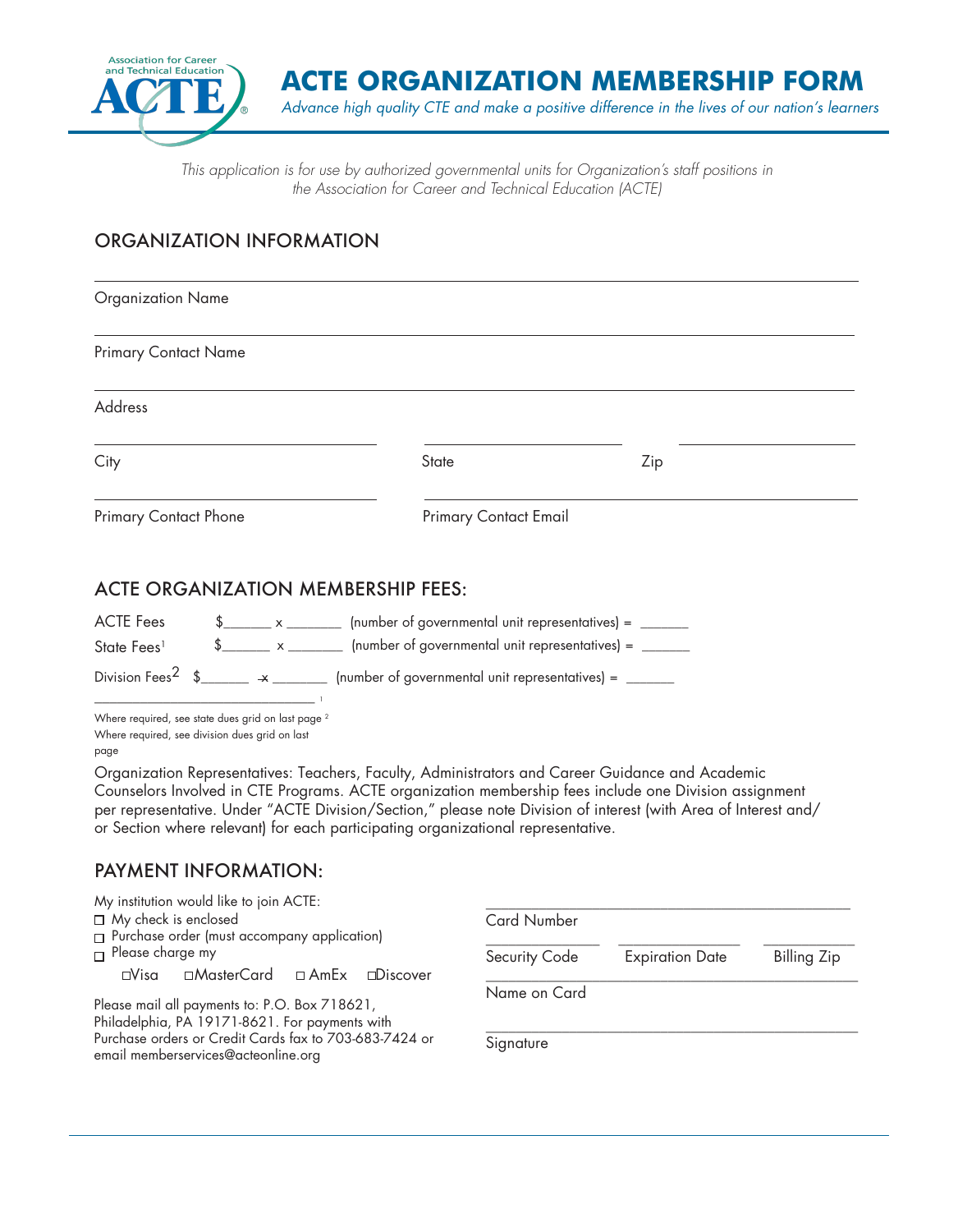# ACTE ORGANIZATION MEMBERSHIP FORM

*Advance high quality CTE and make a positive difference in the lives of our nation's learners*

*This application is for use by authorized governmental units for Organization's staff positions in the Association for Career and Technical Education (ACTE)*

## ORGANIZATION INFORMATION

Organization Name ______________________________

Primary Contact Name ______________________________

Address ______________________________

City ______________ State ______________ Zip ______________

Primary Contact Phone ______________ Primary Contact Email ______________

## ACTE ORGANIZATION MEMBERSHIP FEES:

ACTE Fees $______ x _______ (number of governmental unit representatives) = ______

State Fees[1] $______ x _______ (number of governmental unit representatives) = ______

Division Fees[2] $______ x _______ (number of governmental unit representatives) = ______

[1] Where required, see state dues grid on last page

[2] Where required, see division dues grid on last page

Organization Representatives: Teachers, Faculty, Administrators and Career Guidance and Academic Counselors Involved in CTE Programs. ACTE organization membership fees include one Division assignment per representative. Under "ACTE Division/Section," please note Division of interest (with Area of Interest and/or Section where relevant) for each participating organizational representative.

## PAYMENT INFORMATION:

My institution would like to join ACTE:

- ☐ My check is enclosed
- ☐ Purchase order (must accompany application)
- ☐ Please charge my
  - ☐ Visa ☐ MasterCard ☐ AmEx ☐ Discover

Please mail all payments to: P.O. Box 718621, Philadelphia, PA 19171-8621. For payments with Purchase orders or Credit Cards fax to 703-683-7424 or email memberservices@acteonline.org

Card Number ______________________________

Security Code ______________ Expiration Date ______________ Billing Zip ______________

Name on Card ______________________________

Signature ______________________________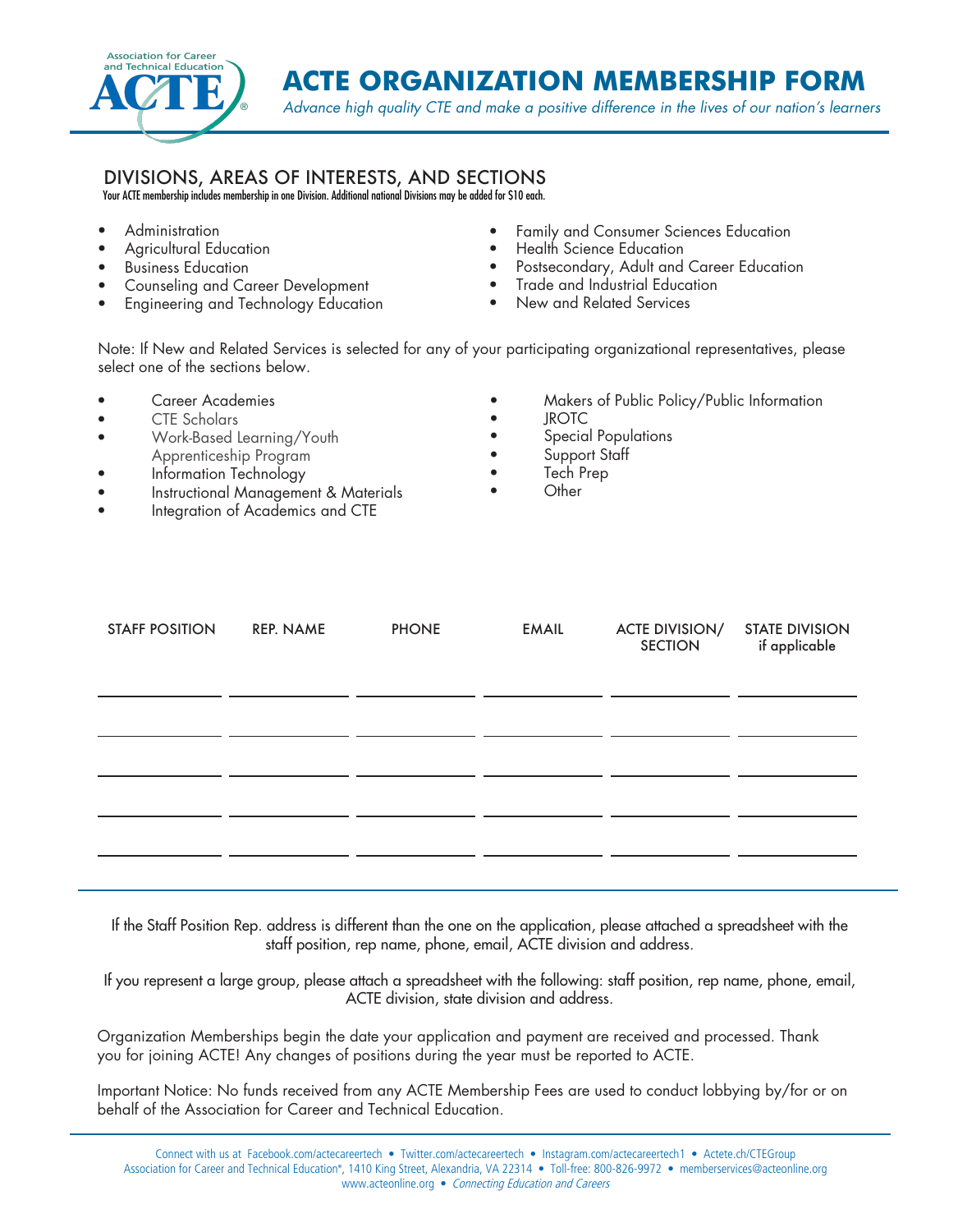# ACTE ORGANIZATION MEMBERSHIP FORM

*Advance high quality CTE and make a positive difference in the lives of our nation's learners*

## DIVISIONS, AREAS OF INTERESTS, AND SECTIONS

Your ACTE membership includes membership in one Division. Additional national Divisions may be added for $10 each.

- Administration
- Agricultural Education
- Business Education
- Counseling and Career Development
- Engineering and Technology Education
- Family and Consumer Sciences Education
- Health Science Education
- Postsecondary, Adult and Career Education
- Trade and Industrial Education
- New and Related Services

Note: If New and Related Services is selected for any of your participating organizational representatives, please select one of the sections below.

- Career Academies
- CTE Scholars
- Work-Based Learning/Youth Apprenticeship Program
- Information Technology
- Instructional Management & Materials
- Integration of Academics and CTE
- Makers of Public Policy/Public Information
- JROTC
- Special Populations
- Support Staff
- Tech Prep
- Other

| STAFF POSITION | REP. NAME | PHONE | EMAIL | ACTE DIVISION/ SECTION | STATE DIVISION if applicable |
|---|---|---|---|---|---|
| | | | | | |
| | | | | | |
| | | | | | |
| | | | | | |
| | | | | | |

If the Staff Position Rep. address is different than the one on the application, please attached a spreadsheet with the staff position, rep name, phone, email, ACTE division and address.

If you represent a large group, please attach a spreadsheet with the following: staff position, rep name, phone, email, ACTE division, state division and address.

Organization Memberships begin the date your application and payment are received and processed. Thank you for joining ACTE! Any changes of positions during the year must be reported to ACTE.

Important Notice: No funds received from any ACTE Membership Fees are used to conduct lobbying by/for or on behalf of the Association for Career and Technical Education.

Connect with us at Facebook.com/actecareertech • Twitter.com/actecareertech • Instagram.com/actecareertech1 • Actete.ch/CTEGroup
Association for Career and Technical Education®, 1410 King Street, Alexandria, VA 22314 • Toll-free: 800-826-9972 • memberservices@acteonline.org
www.acteonline.org • *Connecting Education and Careers*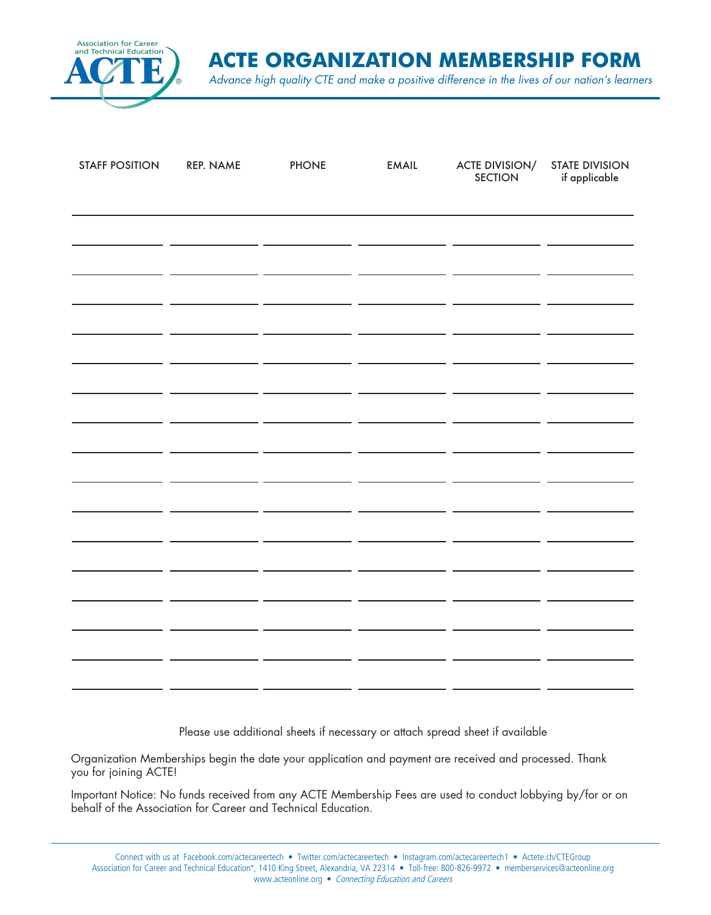# ACTE ORGANIZATION MEMBERSHIP FORM

*Advance high quality CTE and make a positive difference in the lives of our nation's learners*

| STAFF POSITION | REP. NAME | PHONE | EMAIL | ACTE DIVISION/ SECTION | STATE DIVISION if applicable |
|---|---|---|---|---|---|
| | | | | | |
| | | | | | |
| | | | | | |
| | | | | | |
| | | | | | |
| | | | | | |
| | | | | | |
| | | | | | |
| | | | | | |
| | | | | | |
| | | | | | |
| | | | | | |
| | | | | | |
| | | | | | |
| | | | | | |
| | | | | | |
| | | | | | |

Please use additional sheets if necessary or attach spread sheet if available

Organization Memberships begin the date your application and payment are received and processed. Thank you for joining ACTE!

Important Notice: No funds received from any ACTE Membership Fees are used to conduct lobbying by/for or on behalf of the Association for Career and Technical Education.

Connect with us at Facebook.com/actecareertech • Twitter.com/actecareertech • Instagram.com/actecareertech1 • Actete.ch/CTEGroup
Association for Career and Technical Education®, 1410 King Street, Alexandria, VA 22314 • Toll-free: 800-826-9972 • memberservices@acteonline.org
www.acteonline.org • *Connecting Education and Careers*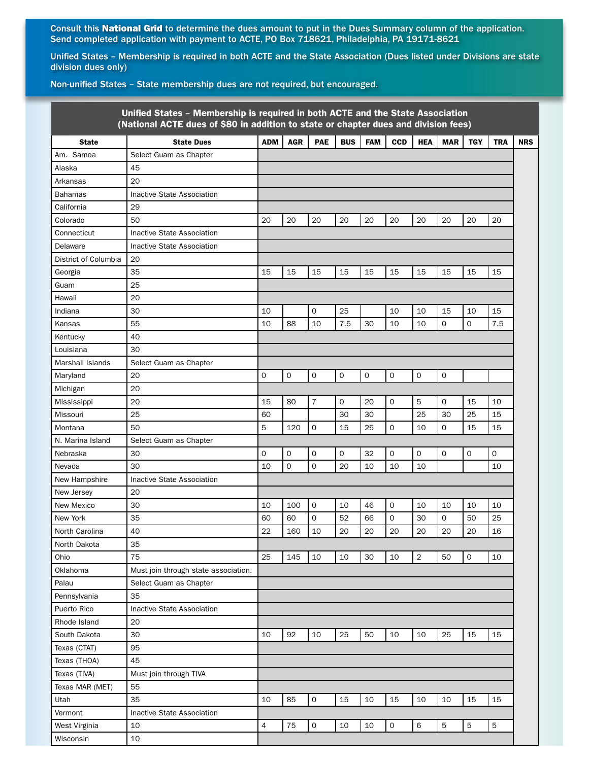Consult this **National Grid** to determine the dues amount to put in the Dues Summary column of the application. Send completed application with payment to ACTE, PO Box 718621, Philadelphia, PA 19171-8621

Unified States – Membership is required in both ACTE and the State Association (Dues listed under Divisions are state division dues only)

Non-unified States – State membership dues are not required, but encouraged.

## Unified States – Membership is required in both ACTE and the State Association
### (National ACTE dues of $80 in addition to state or chapter dues and division fees)

| State | State Dues | ADM | AGR | PAE | BUS | FAM | CCD | HEA | MAR | TGY | TRA | NRS |
|---|---|---|---|---|---|---|---|---|---|---|---|---|
| Am. Samoa | Select Guam as Chapter | | | | | | | | | | | |
| Alaska | 45 | | | | | | | | | | | |
| Arkansas | 20 | | | | | | | | | | | |
| Bahamas | Inactive State Association | | | | | | | | | | | |
| California | 29 | | | | | | | | | | | |
| Colorado | 50 | 20 | 20 | 20 | 20 | 20 | 20 | 20 | 20 | 20 | 20 | |
| Connecticut | Inactive State Association | | | | | | | | | | | |
| Delaware | Inactive State Association | | | | | | | | | | | |
| District of Columbia | 20 | | | | | | | | | | | |
| Georgia | 35 | 15 | 15 | 15 | 15 | 15 | 15 | 15 | 15 | 15 | 15 | |
| Guam | 25 | | | | | | | | | | | |
| Hawaii | 20 | | | | | | | | | | | |
| Indiana | 30 | 10 | | 0 | 25 | | 10 | 10 | 15 | 10 | 15 | |
| Kansas | 55 | 10 | 88 | 10 | 7.5 | 30 | 10 | 10 | 0 | 0 | 7.5 | |
| Kentucky | 40 | | | | | | | | | | | |
| Louisiana | 30 | | | | | | | | | | | |
| Marshall Islands | Select Guam as Chapter | | | | | | | | | | | |
| Maryland | 20 | 0 | 0 | 0 | 0 | 0 | 0 | 0 | 0 | | | |
| Michigan | 20 | | | | | | | | | | | |
| Mississippi | 20 | 15 | 80 | 7 | 0 | 20 | 0 | 5 | 0 | 15 | 10 | |
| Missouri | 25 | 60 | | | 30 | 30 | | 25 | 30 | 25 | 15 | |
| Montana | 50 | 5 | 120 | 0 | 15 | 25 | 0 | 10 | 0 | 15 | 15 | |
| N. Marina Island | Select Guam as Chapter | | | | | | | | | | | |
| Nebraska | 30 | 0 | 0 | 0 | 0 | 32 | 0 | 0 | 0 | 0 | 0 | |
| Nevada | 30 | 10 | 0 | 0 | 20 | 10 | 10 | 10 | | | 10 | |
| New Hampshire | Inactive State Association | | | | | | | | | | | |
| New Jersey | 20 | | | | | | | | | | | |
| New Mexico | 30 | 10 | 100 | 0 | 10 | 46 | 0 | 10 | 10 | 10 | 10 | |
| New York | 35 | 60 | 60 | 0 | 52 | 66 | 0 | 30 | 0 | 50 | 25 | |
| North Carolina | 40 | 22 | 160 | 10 | 20 | 20 | 20 | 20 | 20 | 20 | 16 | |
| North Dakota | 35 | | | | | | | | | | | |
| Ohio | 75 | 25 | 145 | 10 | 10 | 30 | 10 | 2 | 50 | 0 | 10 | |
| Oklahoma | Must join through state association. | | | | | | | | | | | |
| Palau | Select Guam as Chapter | | | | | | | | | | | |
| Pennsylvania | 35 | | | | | | | | | | | |
| Puerto Rico | Inactive State Association | | | | | | | | | | | |
| Rhode Island | 20 | | | | | | | | | | | |
| South Dakota | 30 | 10 | 92 | 10 | 25 | 50 | 10 | 10 | 25 | 15 | 15 | |
| Texas (CTAT) | 95 | | | | | | | | | | | |
| Texas (THOA) | 45 | | | | | | | | | | | |
| Texas (TIVA) | Must join through TIVA | | | | | | | | | | | |
| Texas MAR (MET) | 55 | | | | | | | | | | | |
| Utah | 35 | 10 | 85 | 0 | 15 | 10 | 15 | 10 | 10 | 15 | 15 | |
| Vermont | Inactive State Association | | | | | | | | | | | |
| West Virginia | 10 | 4 | 75 | 0 | 10 | 10 | 0 | 6 | 5 | 5 | 5 | |
| Wisconsin | 10 | | | | | | | | | | | |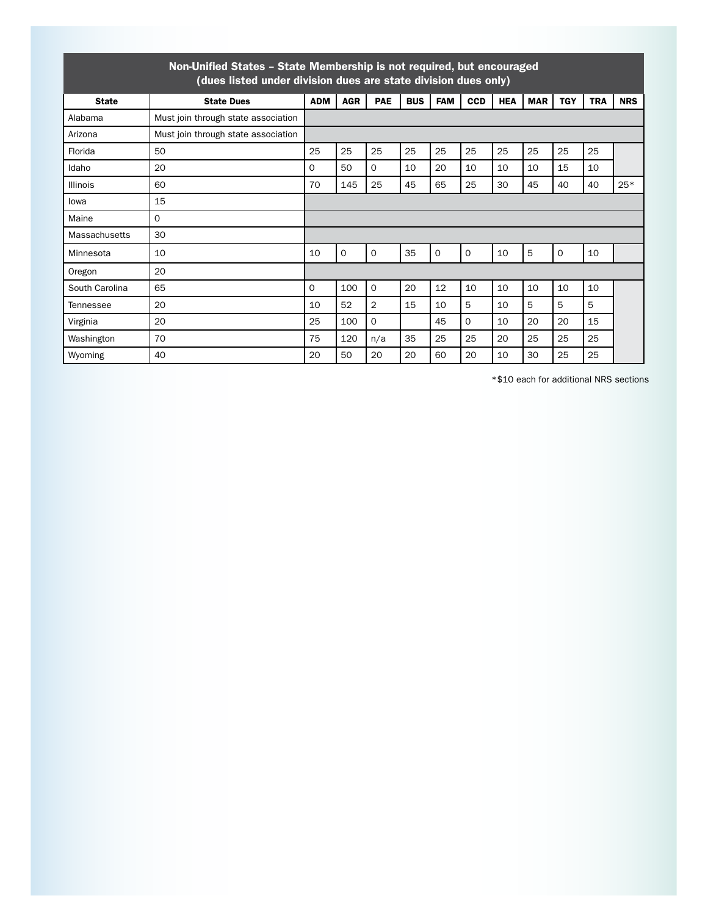| Non-Unified States – State Membership is not required, but encouraged (dues listed under division dues are state division dues only) | | | | | | | | | | | | |
|---|---|---|---|---|---|---|---|---|---|---|---|---|
| **State** | **State Dues** | **ADM** | **AGR** | **PAE** | **BUS** | **FAM** | **CCD** | **HEA** | **MAR** | **TGY** | **TRA** | **NRS** |
| Alabama | Must join through state association | | | | | | | | | | | |
| Arizona | Must join through state association | | | | | | | | | | | |
| Florida | 50 | 25 | 25 | 25 | 25 | 25 | 25 | 25 | 25 | 25 | 25 | |
| Idaho | 20 | 0 | 50 | 0 | 10 | 20 | 10 | 10 | 10 | 15 | 10 | |
| Illinois | 60 | 70 | 145 | 25 | 45 | 65 | 25 | 30 | 45 | 40 | 40 | 25* |
| Iowa | 15 | | | | | | | | | | | |
| Maine | 0 | | | | | | | | | | | |
| Massachusetts | 30 | | | | | | | | | | | |
| Minnesota | 10 | 10 | 0 | 0 | 35 | 0 | 0 | 10 | 5 | 0 | 10 | |
| Oregon | 20 | | | | | | | | | | | |
| South Carolina | 65 | 0 | 100 | 0 | 20 | 12 | 10 | 10 | 10 | 10 | 10 | |
| Tennessee | 20 | 10 | 52 | 2 | 15 | 10 | 5 | 10 | 5 | 5 | 5 | |
| Virginia | 20 | 25 | 100 | 0 | | 45 | 0 | 10 | 20 | 20 | 15 | |
| Washington | 70 | 75 | 120 | n/a | 35 | 25 | 25 | 20 | 25 | 25 | 25 | |
| Wyoming | 40 | 20 | 50 | 20 | 20 | 60 | 20 | 10 | 30 | 25 | 25 | |

*$10 each for additional NRS sections